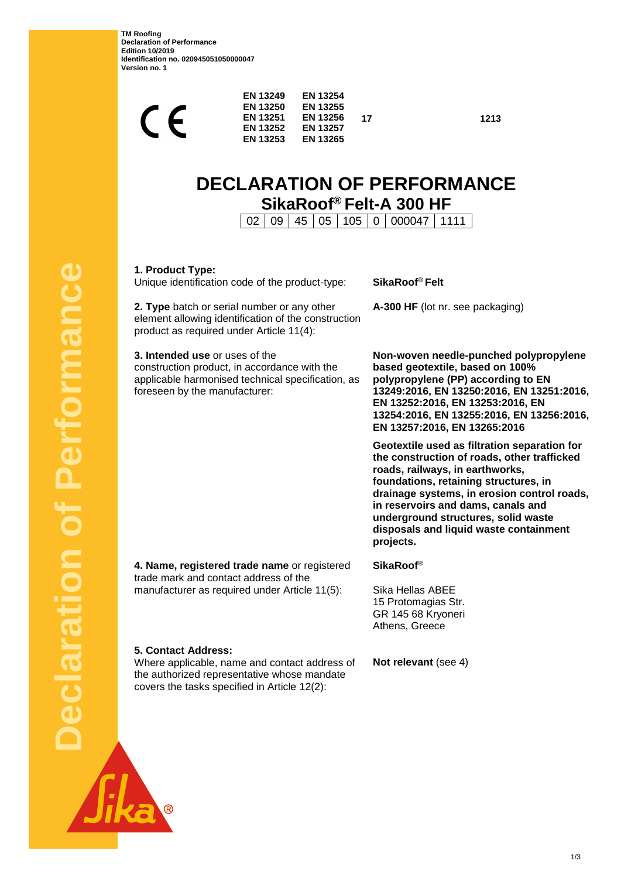TM Roofing
Declaration of Performance
Edition 10/2019
Identification no. 020945051050000047
Version no. 1

CE

| | | | |
|---|---|---|---|
| **EN 13249** | **EN 13254** | | |
| **EN 13250** | **EN 13255** | | |
| **EN 13251** | **EN 13256** | **17** | **1213** |
| **EN 13252** | **EN 13257** | | |
| **EN 13253** | **EN 13265** | | |

# DECLARATION OF PERFORMANCE

## SikaRoof® Felt-A 300 HF

| 02 | 09 | 45 | 05 | 105 | 0 | 000047 | 1111 |
|---|---|---|---|---|---|---|---|

**1. Product Type:**
Unique identification code of the product-type: **SikaRoof® Felt**

**2. Type** batch or serial number or any other element allowing identification of the construction product as required under Article 11(4): **A-300 HF** (lot nr. see packaging)

**3. Intended use** or uses of the construction product, in accordance with the applicable harmonised technical specification, as foreseen by the manufacturer:

**Non-woven needle-punched polypropylene based geotextile, based on 100% polypropylene (PP) according to EN 13249:2016, EN 13250:2016, EN 13251:2016, EN 13252:2016, EN 13253:2016, EN 13254:2016, EN 13255:2016, EN 13256:2016, EN 13257:2016, EN 13265:2016**

**Geotextile used as filtration separation for the construction of roads, other trafficked roads, railways, in earthworks, foundations, retaining structures, in drainage systems, in erosion control roads, in reservoirs and dams, canals and underground structures, solid waste disposals and liquid waste containment projects.**

**4. Name, registered trade name** or registered trade mark and contact address of the manufacturer as required under Article 11(5):

**SikaRoof®**

Sika Hellas ABEE
15 Protomagias Str.
GR 145 68 Kryoneri
Athens, Greece

**5. Contact Address:**
Where applicable, name and contact address of the authorized representative whose mandate covers the tasks specified in Article 12(2): **Not relevant** (see 4)

Declaration of Performance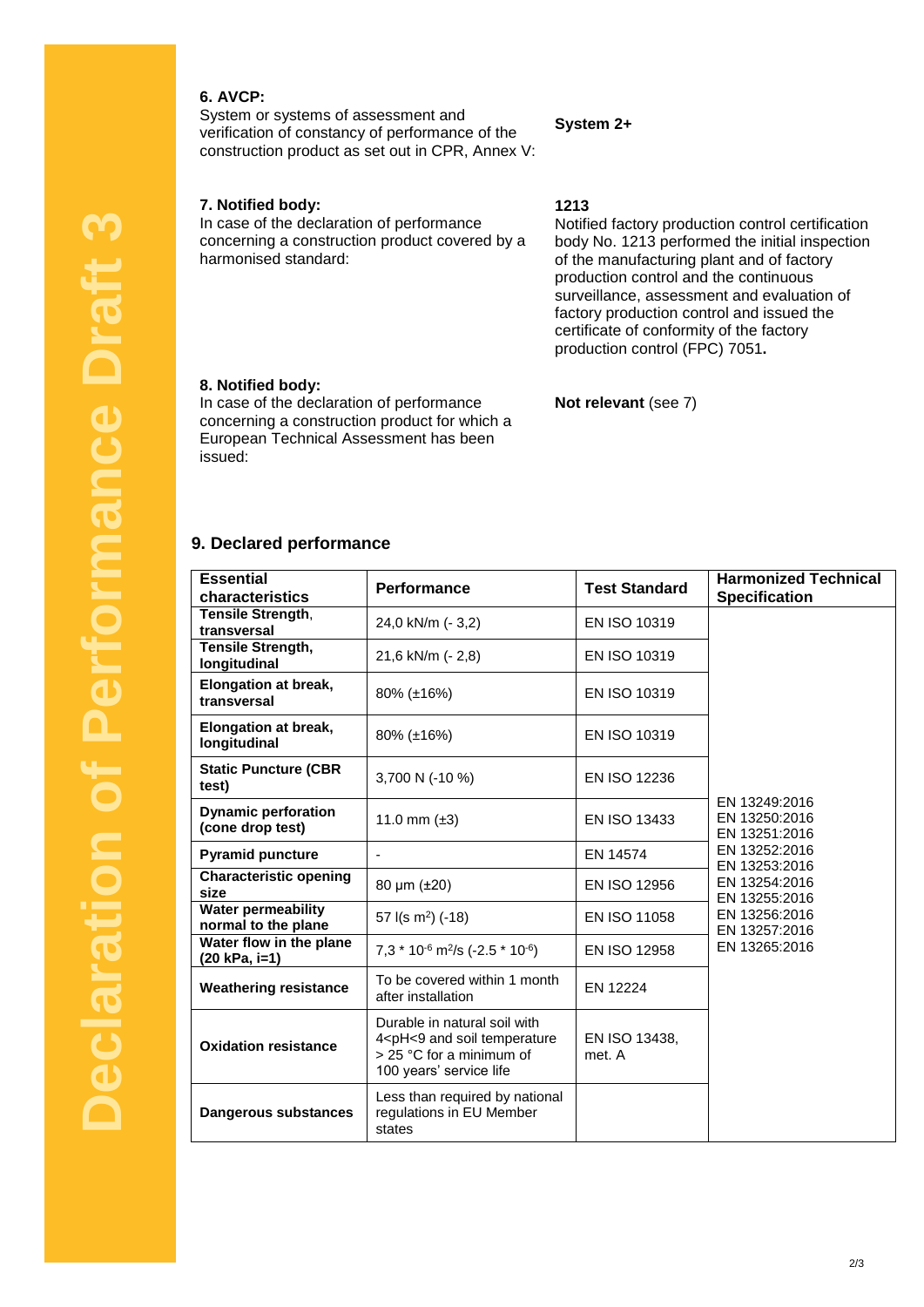**Declaration of Performance Draft 3**

### 6. AVCP:

System or systems of assessment and verification of constancy of performance of the construction product as set out in CPR, Annex V:

**System 2+**

### 7. Notified body:

In case of the declaration of performance concerning a construction product covered by a harmonised standard:

**1213**
Notified factory production control certification body No. 1213 performed the initial inspection of the manufacturing plant and of factory production control and the continuous surveillance, assessment and evaluation of factory production control and issued the certificate of conformity of the factory production control (FPC) 7051**.**

### 8. Notified body:

In case of the declaration of performance concerning a construction product for which a European Technical Assessment has been issued:

**Not relevant** (see 7)

## 9. Declared performance

| Essential characteristics | Performance | Test Standard | Harmonized Technical Specification |
|---|---|---|---|
| **Tensile Strength**, **transversal** | 24,0 kN/m (- 3,2) | EN ISO 10319 | EN 13249:2016 EN 13250:2016 EN 13251:2016 EN 13252:2016 EN 13253:2016 EN 13254:2016 EN 13255:2016 EN 13256:2016 EN 13257:2016 EN 13265:2016 |
| **Tensile Strength, longitudinal** | 21,6 kN/m (- 2,8) | EN ISO 10319 | |
| **Elongation at break, transversal** | 80% (±16%) | EN ISO 10319 | |
| **Elongation at break, longitudinal** | 80% (±16%) | EN ISO 10319 | |
| **Static Puncture (CBR test)** | 3,700 N (-10 %) | EN ISO 12236 | |
| **Dynamic perforation (cone drop test)** | 11.0 mm (±3) | EN ISO 13433 | |
| **Pyramid puncture** | - | EN 14574 | |
| **Characteristic opening size** | 80 µm (±20) | EN ISO 12956 | |
| **Water permeability normal to the plane** | 57 l(s $m^2$) (-18) | EN ISO 11058 | |
| **Water flow in the plane (20 kPa, i=1)** | $7{,}3 * 10^{-6}$ $m^2$/s ($-2.5 * 10^{-6}$) | EN ISO 12958 | |
| **Weathering resistance** | To be covered within 1 month after installation | EN 12224 | |
| **Oxidation resistance** | Durable in natural soil with 4<pH<9 and soil temperature > 25 °C for a minimum of 100 years' service life | EN ISO 13438, met. A | |
| **Dangerous substances** | Less than required by national regulations in EU Member states | | |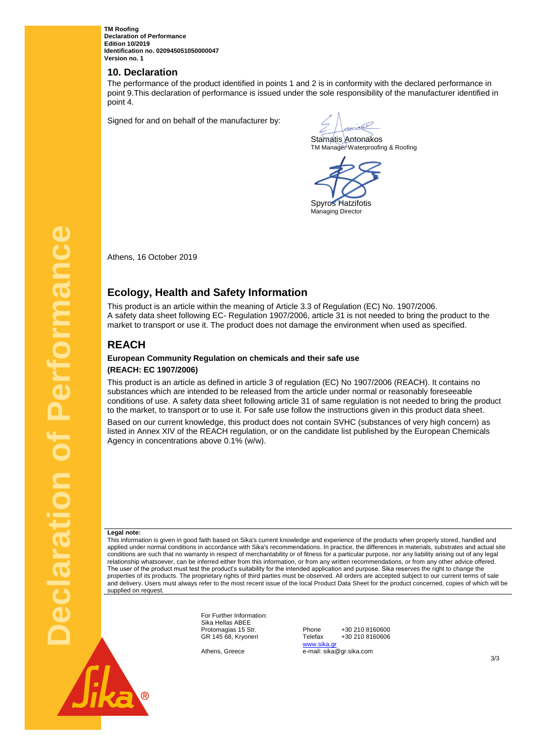**TM Roofing**
**Declaration of Performance**
**Edition 10/2019**
**Identification no. 020945051050000047**
**Version no. 1**

## 10. Declaration

The performance of the product identified in points 1 and 2 is in conformity with the declared performance in point 9.This declaration of performance is issued under the sole responsibility of the manufacturer identified in point 4.

Signed for and on behalf of the manufacturer by:

Stamatis Antonakos
TM Manager Waterproofing & Roofing

Spyros Hatzifotis
Managing Director

Athens, 16 October 2019

## Ecology, Health and Safety Information

This product is an article within the meaning of Article 3.3 of Regulation (EC) No. 1907/2006.
A safety data sheet following EC- Regulation 1907/2006, article 31 is not needed to bring the product to the market to transport or use it. The product does not damage the environment when used as specified.

## REACH

### European Community Regulation on chemicals and their safe use (REACH: EC 1907/2006)

This product is an article as defined in article 3 of regulation (EC) No 1907/2006 (REACH). It contains no substances which are intended to be released from the article under normal or reasonably foreseeable conditions of use. A safety data sheet following article 31 of same regulation is not needed to bring the product to the market, to transport or to use it. For safe use follow the instructions given in this product data sheet.

Based on our current knowledge, this product does not contain SVHC (substances of very high concern) as listed in Annex XIV of the REACH regulation, or on the candidate list published by the European Chemicals Agency in concentrations above 0.1% (w/w).

**Legal note:**

This information is given in good faith based on Sika's current knowledge and experience of the products when properly stored, handled and applied under normal conditions in accordance with Sika's recommendations. In practice, the differences in materials, substrates and actual site conditions are such that no warranty in respect of merchantability or of fitness for a particular purpose, nor any liability arising out of any legal relationship whatsoever, can be inferred either from this information, or from any written recommendations, or from any other advice offered. The user of the product must test the product's suitability for the intended application and purpose. Sika reserves the right to change the properties of its products. The proprietary rights of third parties must be observed. All orders are accepted subject to our current terms of sale and delivery. Users must always refer to the most recent issue of the local Product Data Sheet for the product concerned, copies of which will be supplied on request.

For Further Information:
Sika Hellas ABEE
Protomagias 15 Str.
GR 145 68, Kryoneri
Athens, Greece

Phone +30 210 8160600
Telefax +30 210 8160606
www.sika.gr
e-mail: sika@gr.sika.com